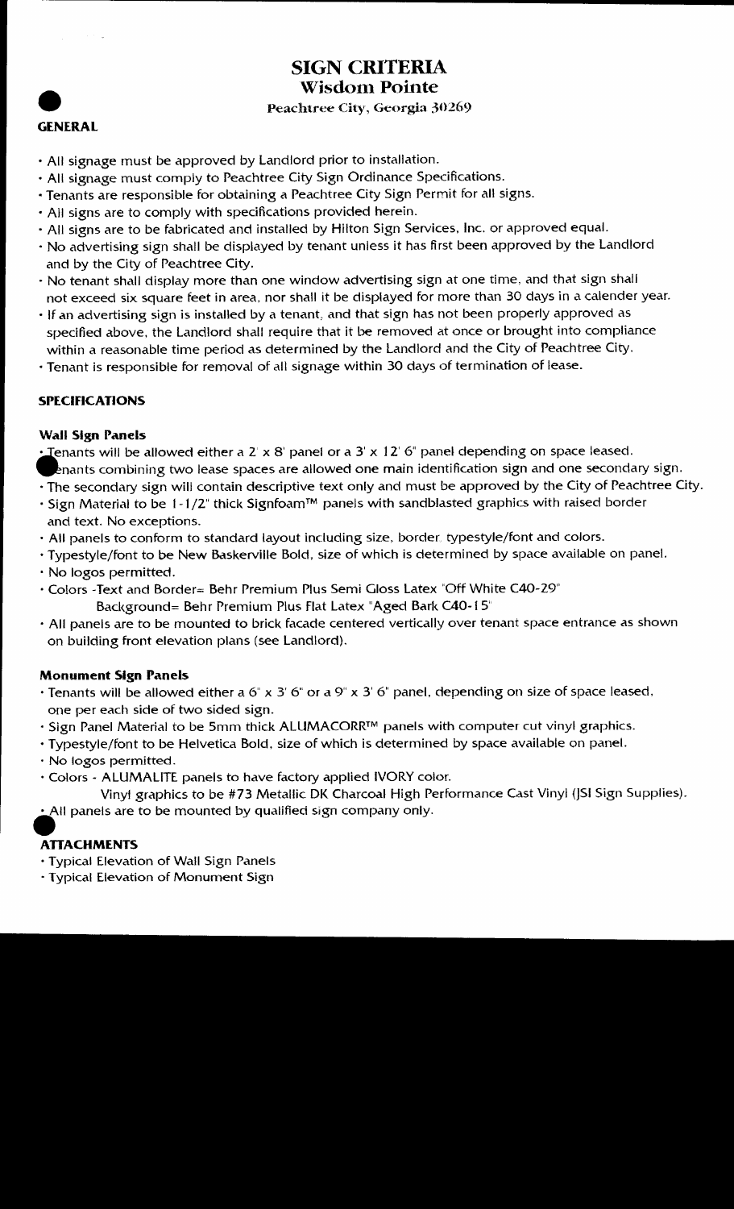# SIGN CRITERIA

## Wisdom Pointe

### Peachtree City, Georgia 30269

**GENERAL**

- All signage must be approved by Landlord prior to installation.
- All signage must comply to Peachtree City Sign Ordinance Specifications.
- Tenants are responsible for obtaining a Peachtree City Sign Permit for all signs.
- All signs are to comply with specifications provided herein.
- All signs are to be fabricated and installed by Hilton Sign Services, Inc. or approved equal.
- No advertising sign shall be displayed by tenant unless it has first been approved by the Landlord and by the City of Peachtree City.
- No tenant shall display more than one window advertising sign at one time, and that sign shall not exceed six square feet in area, nor shall it be displayed for more than 30 days in a calender year.
- If an advertising sign is installed by a tenant, and that sign has not been properly approved as specified above, the Landlord shall require that it be removed at once or brought into compliance within a reasonable time period as determined by the Landlord and the City of Peachtree City.
- Tenant is responsible for removal of all signage within 30 days of termination of lease.

**SPECIFICATIONS**

**Wall Sign Panels**

- Tenants will be allowed either a 2' x 8' panel or a 3' x 12' 6" panel depending on space leased.
- Tenants combining two lease spaces are allowed one main identification sign and one secondary sign.
- The secondary sign will contain descriptive text only and must be approved by the City of Peachtree City.
- Sign Material to be 1-1/2" thick Signfoam™ panels with sandblasted graphics with raised border and text. No exceptions.
- All panels to conform to standard layout including size, border, typestyle/font and colors.
- Typestyle/font to be New Baskerville Bold, size of which is determined by space available on panel.
- No logos permitted.
- Colors -Text and Border= Behr Premium Plus Semi Gloss Latex "Off White C40-29"
  Background= Behr Premium Plus Flat Latex "Aged Bark C40-15"
- All panels are to be mounted to brick facade centered vertically over tenant space entrance as shown on building front elevation plans (see Landlord).

**Monument Sign Panels**

- Tenants will be allowed either a 6" x 3' 6" or a 9" x 3' 6" panel, depending on size of space leased, one per each side of two sided sign.
- Sign Panel Material to be 5mm thick ALUMACORR™ panels with computer cut vinyl graphics.
- Typestyle/font to be Helvetica Bold, size of which is determined by space available on panel.
- No logos permitted.
- Colors - ALUMALITE panels to have factory applied IVORY color.
  Vinyl graphics to be #73 Metallic DK Charcoal High Performance Cast Vinyl (JSI Sign Supplies).
- All panels are to be mounted by qualified sign company only.

**ATTACHMENTS**

- Typical Elevation of Wall Sign Panels
- Typical Elevation of Monument Sign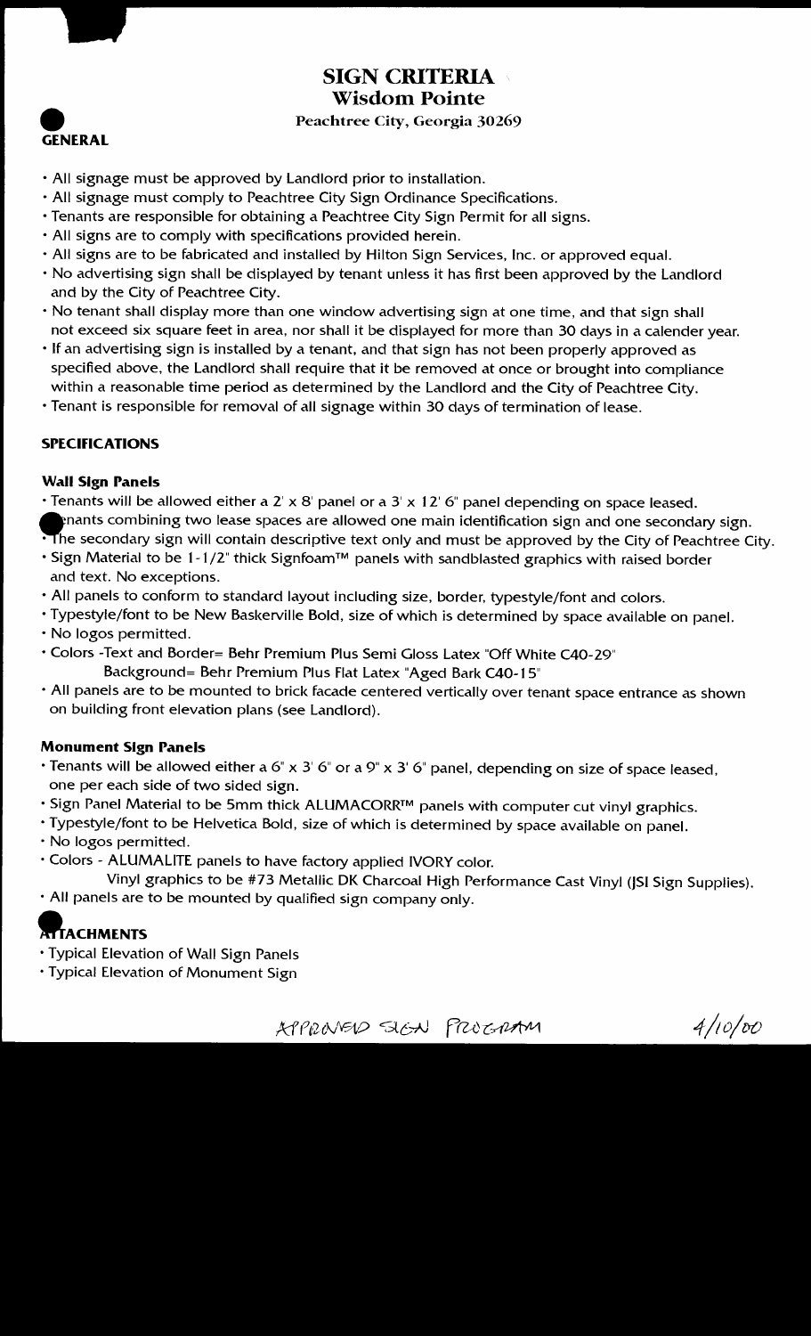# SIGN CRITERIA

## Wisdom Pointe

**Peachtree City, Georgia 30269**

### GENERAL

- All signage must be approved by Landlord prior to installation.
- All signage must comply to Peachtree City Sign Ordinance Specifications.
- Tenants are responsible for obtaining a Peachtree City Sign Permit for all signs.
- All signs are to comply with specifications provided herein.
- All signs are to be fabricated and installed by Hilton Sign Services, Inc. or approved equal.
- No advertising sign shall be displayed by tenant unless it has first been approved by the Landlord and by the City of Peachtree City.
- No tenant shall display more than one window advertising sign at one time, and that sign shall not exceed six square feet in area, nor shall it be displayed for more than 30 days in a calender year.
- If an advertising sign is installed by a tenant, and that sign has not been properly approved as specified above, the Landlord shall require that it be removed at once or brought into compliance within a reasonable time period as determined by the Landlord and the City of Peachtree City.
- Tenant is responsible for removal of all signage within 30 days of termination of lease.

### SPECIFICATIONS

#### Wall Sign Panels

- Tenants will be allowed either a 2' x 8' panel or a 3' x 12' 6" panel depending on space leased.
- Tenants combining two lease spaces are allowed one main identification sign and one secondary sign.
- The secondary sign will contain descriptive text only and must be approved by the City of Peachtree City.
- Sign Material to be 1-1/2" thick Signfoam™ panels with sandblasted graphics with raised border and text. No exceptions.
- All panels to conform to standard layout including size, border, typestyle/font and colors.
- Typestyle/font to be New Baskerville Bold, size of which is determined by space available on panel.
- No logos permitted.
- Colors -Text and Border= Behr Premium Plus Semi Gloss Latex "Off White C40-29"
  Background= Behr Premium Plus Flat Latex "Aged Bark C40-15"
- All panels are to be mounted to brick facade centered vertically over tenant space entrance as shown on building front elevation plans (see Landlord).

#### Monument Sign Panels

- Tenants will be allowed either a 6" x 3' 6" or a 9" x 3' 6" panel, depending on size of space leased, one per each side of two sided sign.
- Sign Panel Material to be 5mm thick ALUMACORR™ panels with computer cut vinyl graphics.
- Typestyle/font to be Helvetica Bold, size of which is determined by space available on panel.
- No logos permitted.
- Colors - ALUMALITE panels to have factory applied IVORY color.
  Vinyl graphics to be #73 Metallic DK Charcoal High Performance Cast Vinyl (JSI Sign Supplies).
- All panels are to be mounted by qualified sign company only.

### ATTACHMENTS

- Typical Elevation of Wall Sign Panels
- Typical Elevation of Monument Sign

APPROVED SIGN PROGRAM 4/10/00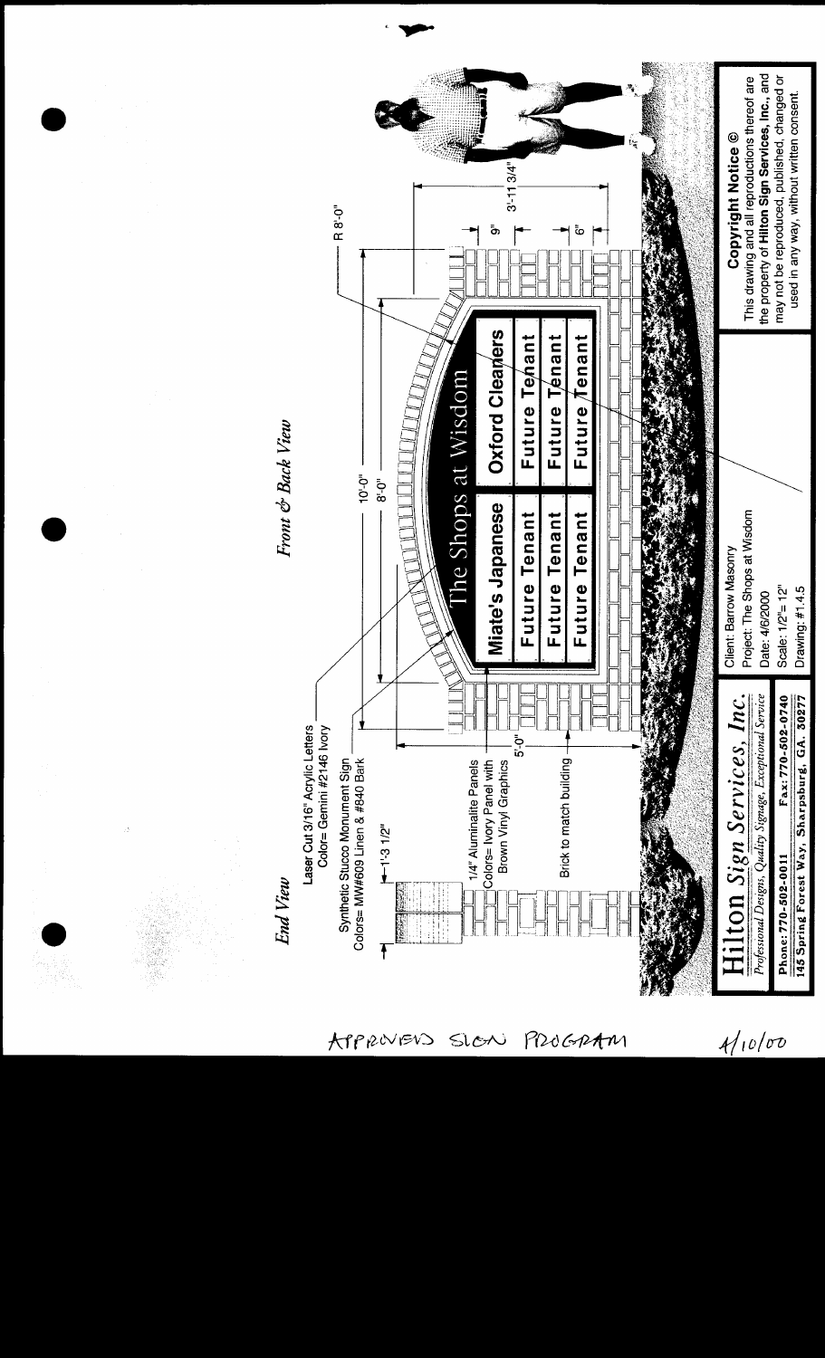*End View*

*Front & Back View*

Laser Cut 3/16" Acrylic Letters
Color= Gemini #2146 Ivory

Synthetic Stucco Monument Sign
Colors= MW#609 Linen & #840 Bark

1'-3 1/2"

1/4" Aluminalite Panels
Colors= Ivory Panel with
Brown Vinyl Graphics

Brick to match building

5'-0"

10'-0"

8'-0"

R 8'-0"

9"

6"

3'-11 3/4"

The Shops at Wisdom

| Miate's Japanese | Oxford Cleaners |
|---|---|
| Future Tenant | Future Tenant |
| Future Tenant | Future Tenant |
| Future Tenant | Future Tenant |

**Hilton** *Sign Services, Inc.*
*Professional Designs, Quality Signage, Exceptional Service*
Phone: 770-502-0011 Fax: 770-502-0740
145 Spring Forest Way, Sharpsburg, GA. 30277

Client: Barrow Masonry
Project: The Shops at Wisdom
Date: 4/6/2000
Scale: 1/2"= 12"
Drawing: #1.4.5

**Copyright Notice ©**
This drawing and all reproductions thereof are the property of **Hilton Sign Services, Inc.**, and may not be reproduced, published, changed or used in any way, without written consent.

APPROVED SIGN PROGRAM

4/10/00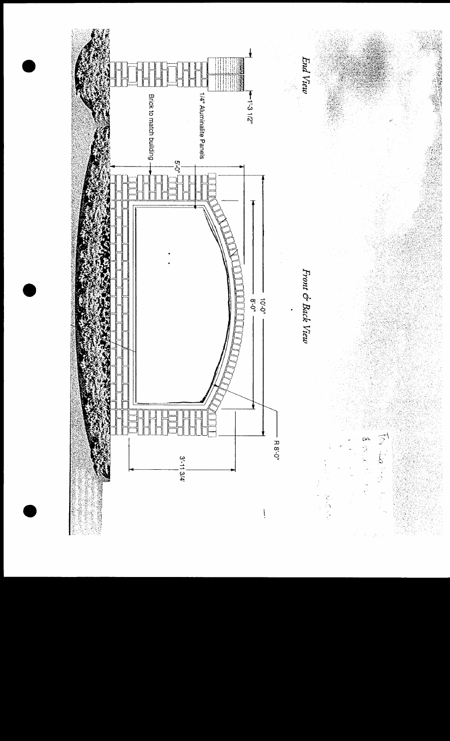*End View*

1'-3 1/2"

1/4" Aluminalite Panels

Brick to match building

5'-0"

*Front & Back View*

10'-0"

8'-0"

R 8'-0"

3'-11 3/4'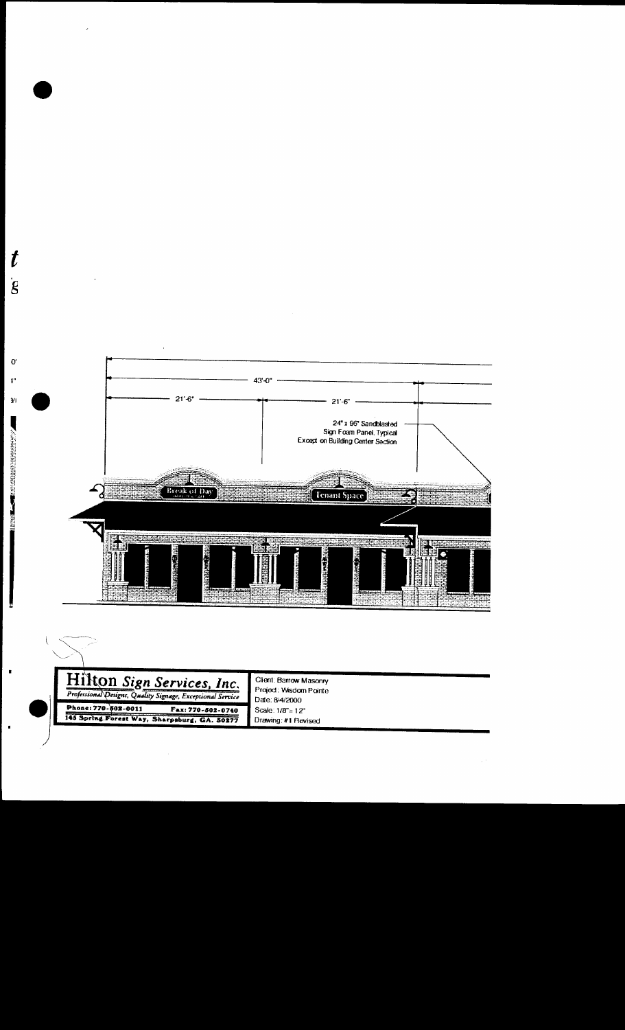43'-0"

21'-6" 21'-6"

24" x 96" Sandblasted Sign Foam Panel, Typical Except on Building Center Section

Break of Day

Tenant Space

**Hilton** *Sign Services, Inc.*

*Professional Designs, Quality Signage, Exceptional Service*

**Phone: 770-502-0011** **Fax: 770-502-0740**

**145 Spring Forest Way, Sharpsburg, GA. 30277**

Client: Barrow Masonry
Project: Wisdom Pointe
Date: 8/4/2000
Scale: 1/8" = 12"
Drawing: #1 Revised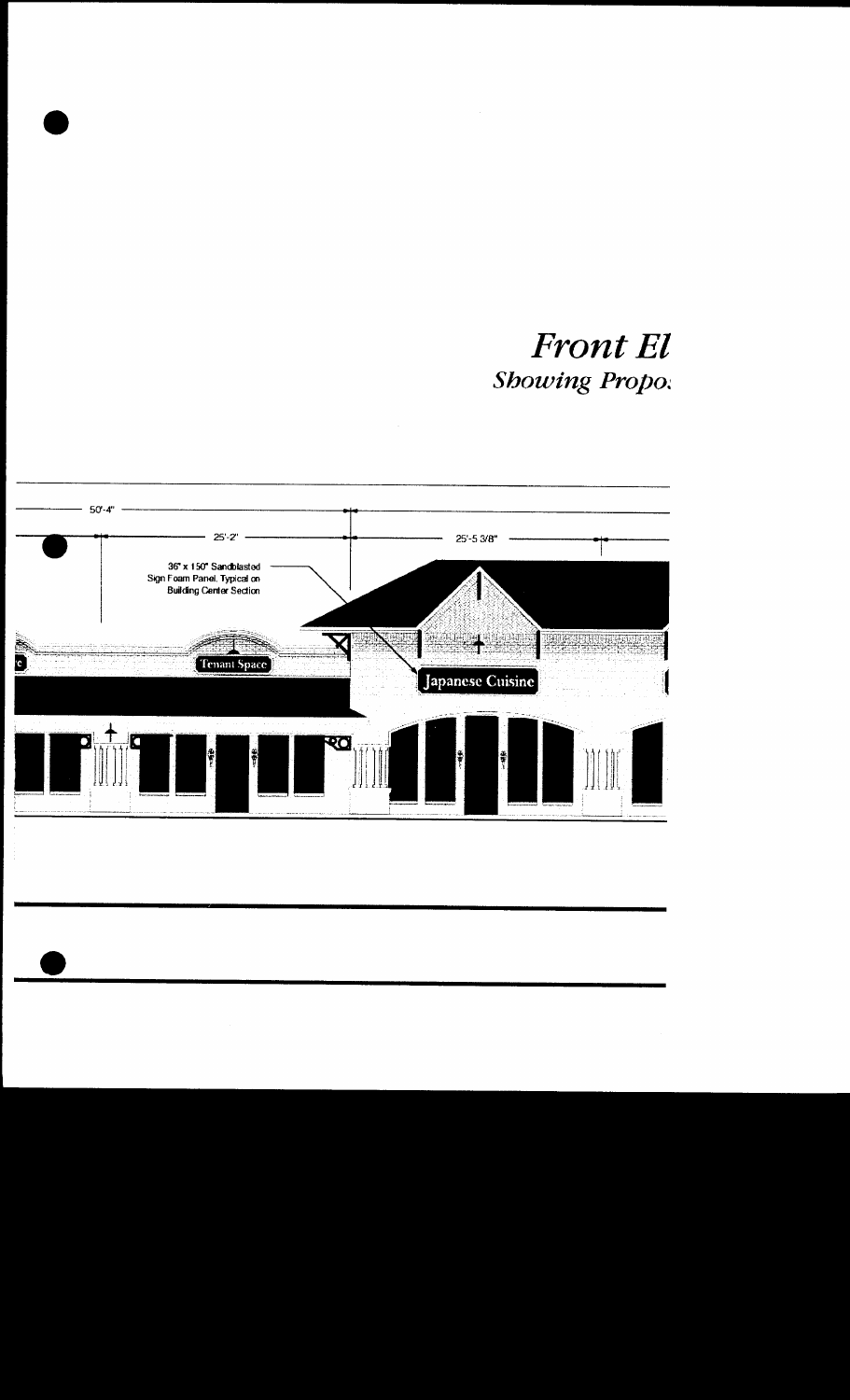# *Front El*

## *Showing Propo:*

50'-4"

25'-2"

25'-5 3/8"

36" x 150" Sandblasted Sign Foam Panel, Typical on Building Center Section

Tenant Space

Japanese Cuisine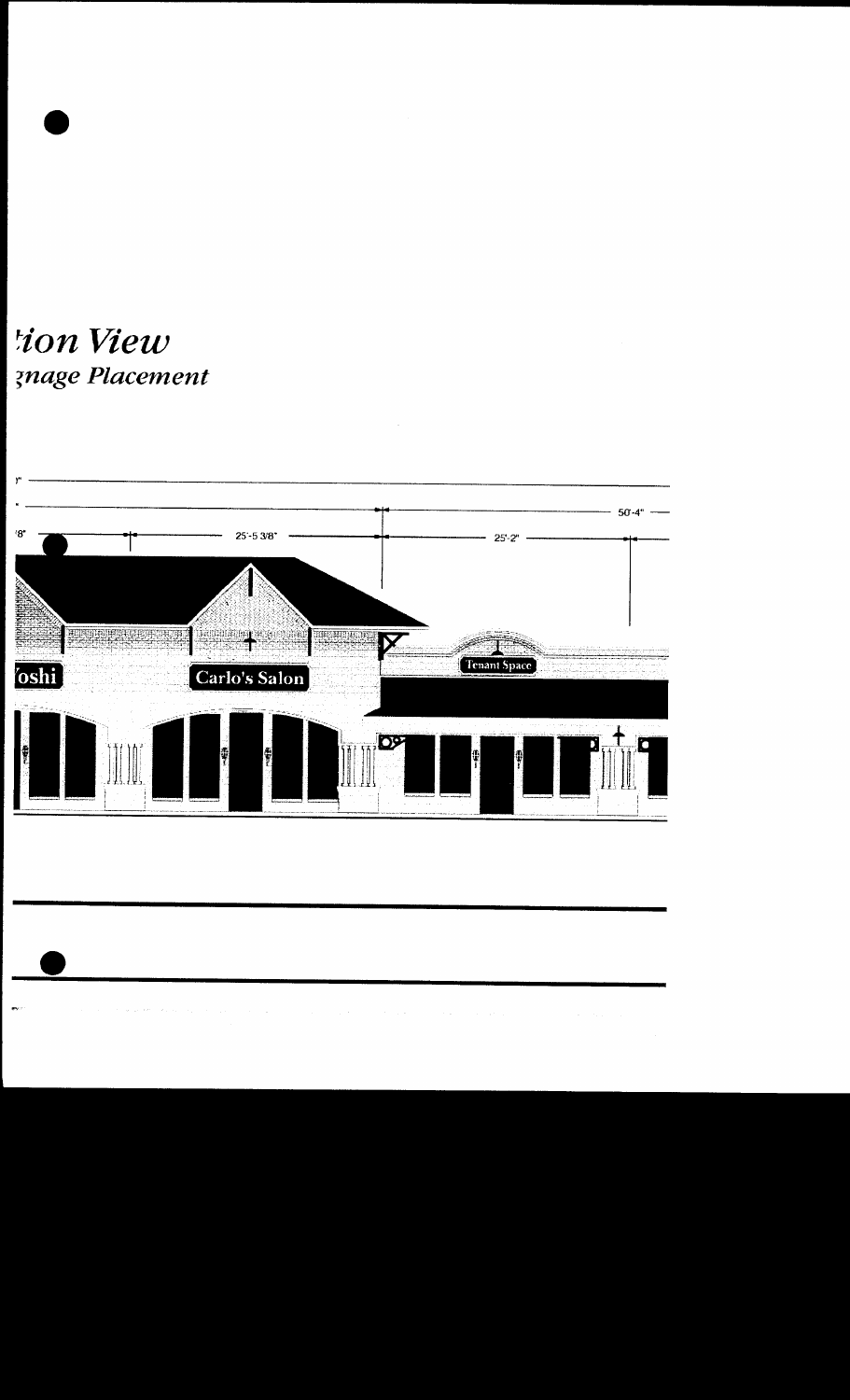# ion View

## gnage Placement

50'-4"

'8" 25'-5 3/8" 25'-2"

oshi

Carlo's Salon

Tenant Space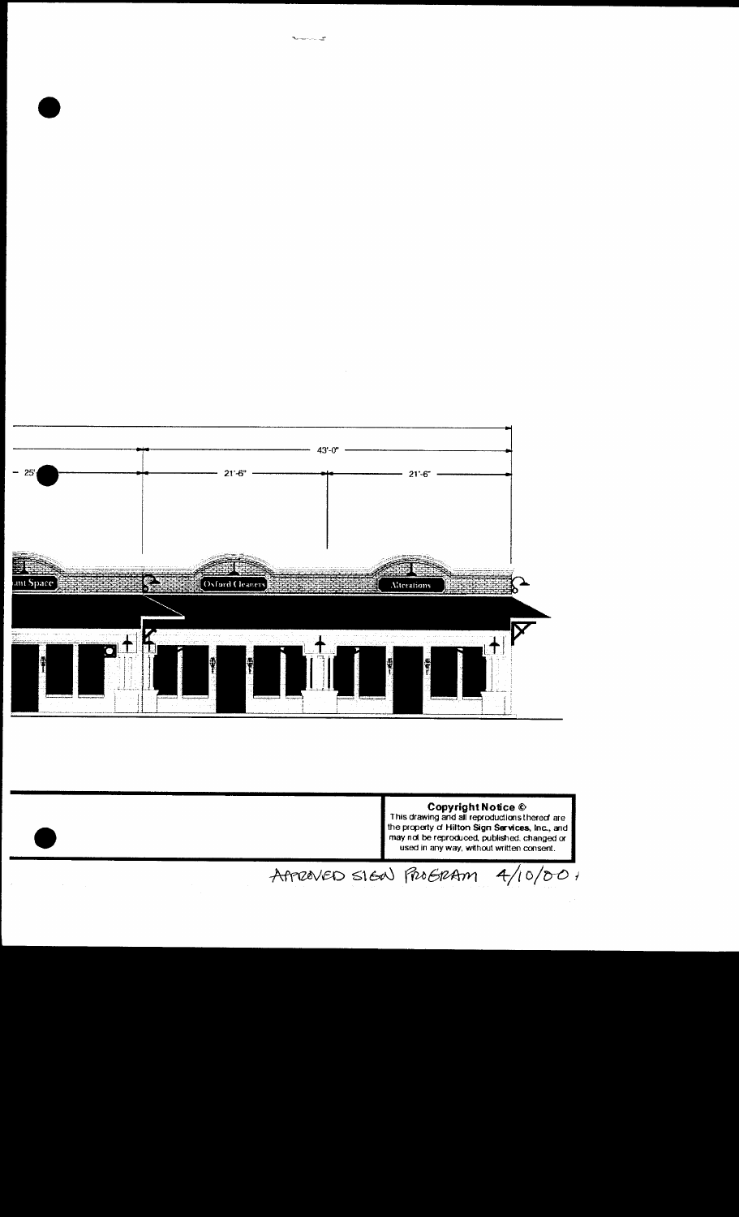43'-0"

25' | 21'-6" | 21'-6"

ant Space | Oxford Cleaners | Alterations

**Copyright Notice ©**
This drawing and all reproductions thereof are the property of **Hilton Sign Services, Inc.**, and may not be reproduced, published, changed or used in any way, without written consent.

APPROVED SIGN PROGRAM 4/10/00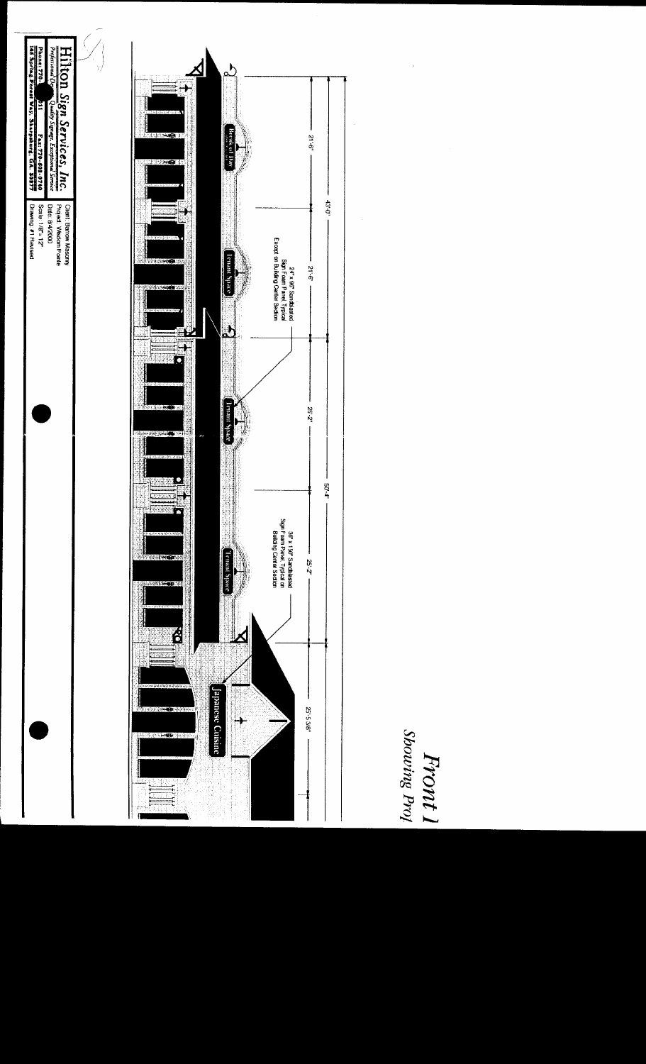*Front*

*Showing Proj*

43'-0"

21'-6"

21'-6"

50'-4"

25'-2"

25'-2"

25'-5 3/8"

Brook of Day

Tenant Space

Tenant Space

Tenant Space

Japanese Cuisine

24" x 96" Sandblasted Sign Foam Panel, Typical Except on Building Center Section

36" x 150" Sandblasted Sign Foam Panel, Typical on Building Center Section

**Hilton Sign Services, Inc.**

*Professional De... Quality Signage Exceptional Service*

Phone: 770-...11 Fax: 770-502-0740

145 Spring Forest Way, Sharpsburg, GA 30277

Client: Barrow Masonry

Project: Vescon Pointe

Date: 8-4-2000

Scale: 1/8"=12"

Drawing: #1 Revised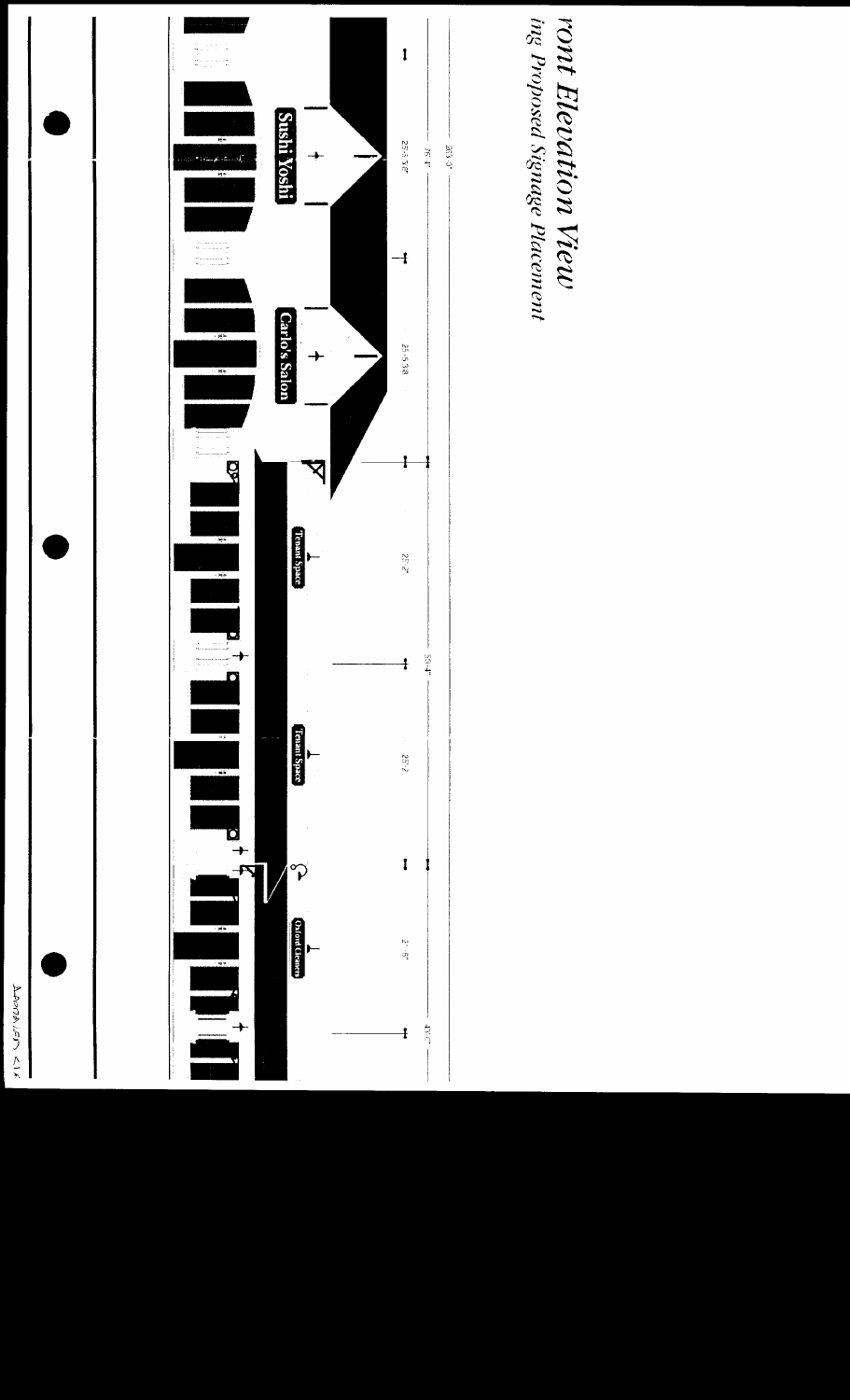# ront Elevation View

*ing Proposed Signage Placement*

263'-0"

76'-4"

25'-3 1/2"

Sushi Yoshi

25'-5 7/8"

Carlo's Salon

25'-2"

Tenant Space

50'-4"

25'-2"

Tenant Space

21'-8"

Oxford Cleaners

43'-0"